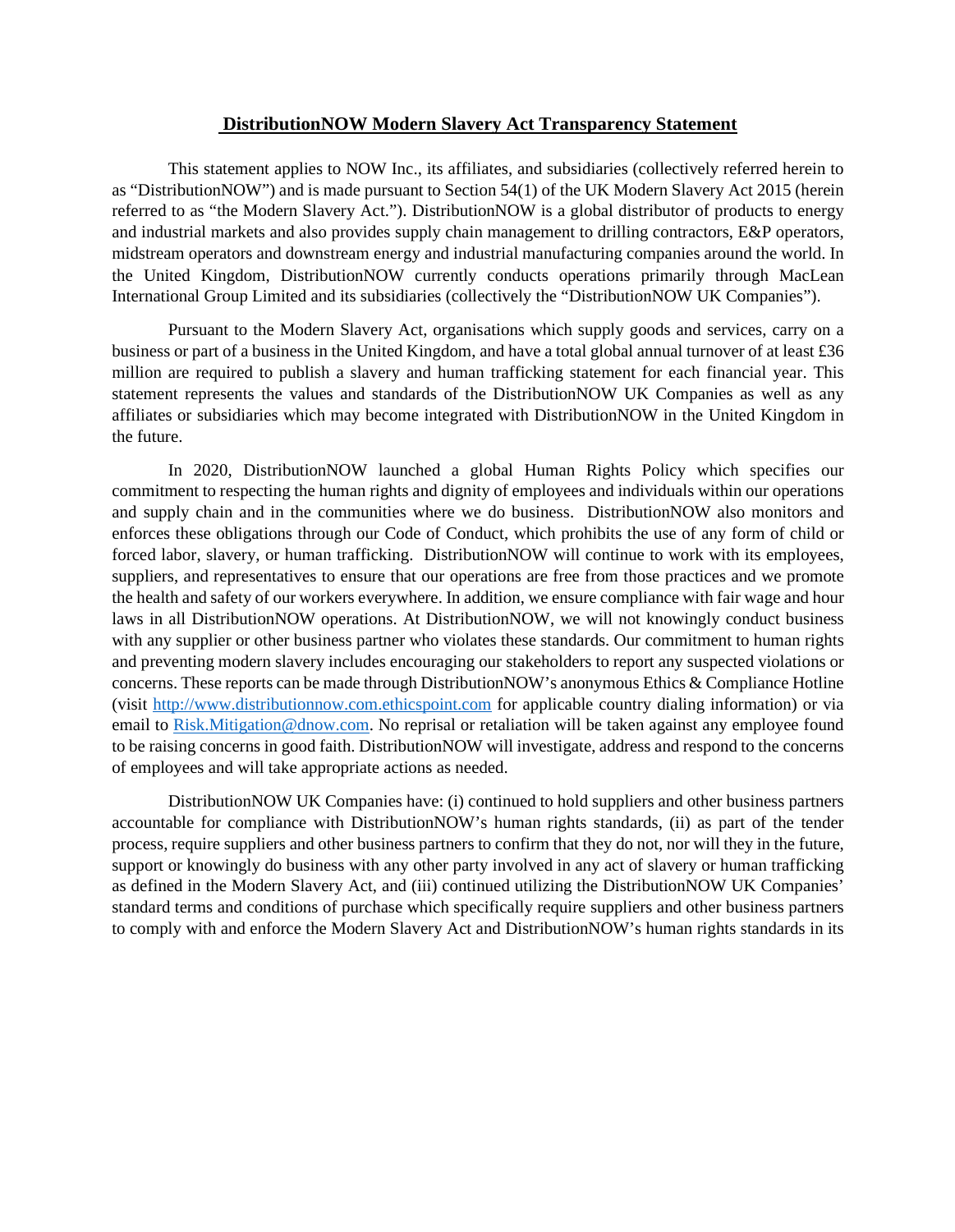# DistributionNOW Modern Slavery Act Transparency Statement

This statement applies to NOW Inc., its affiliates, and subsidiaries (collectively referred herein to as "DistributionNOW") and is made pursuant to Section 54(1) of the UK Modern Slavery Act 2015 (herein referred to as "the Modern Slavery Act."). DistributionNOW is a global distributor of products to energy and industrial markets and also provides supply chain management to drilling contractors, E&P operators, midstream operators and downstream energy and industrial manufacturing companies around the world. In the United Kingdom, DistributionNOW currently conducts operations primarily through MacLean International Group Limited and its subsidiaries (collectively the "DistributionNOW UK Companies").

Pursuant to the Modern Slavery Act, organisations which supply goods and services, carry on a business or part of a business in the United Kingdom, and have a total global annual turnover of at least £36 million are required to publish a slavery and human trafficking statement for each financial year. This statement represents the values and standards of the DistributionNOW UK Companies as well as any affiliates or subsidiaries which may become integrated with DistributionNOW in the United Kingdom in the future.

In 2020, DistributionNOW launched a global Human Rights Policy which specifies our commitment to respecting the human rights and dignity of employees and individuals within our operations and supply chain and in the communities where we do business. DistributionNOW also monitors and enforces these obligations through our Code of Conduct, which prohibits the use of any form of child or forced labor, slavery, or human trafficking. DistributionNOW will continue to work with its employees, suppliers, and representatives to ensure that our operations are free from those practices and we promote the health and safety of our workers everywhere. In addition, we ensure compliance with fair wage and hour laws in all DistributionNOW operations. At DistributionNOW, we will not knowingly conduct business with any supplier or other business partner who violates these standards. Our commitment to human rights and preventing modern slavery includes encouraging our stakeholders to report any suspected violations or concerns. These reports can be made through DistributionNOW's anonymous Ethics & Compliance Hotline (visit [http://www.distributionnow.com.ethicspoint.com](http://www.distributionnow.com.ethicspoint.com) for applicable country dialing information) or via email to [Risk.Mitigation@dnow.com](mailto:Risk.Mitigation@dnow.com). No reprisal or retaliation will be taken against any employee found to be raising concerns in good faith. DistributionNOW will investigate, address and respond to the concerns of employees and will take appropriate actions as needed.

DistributionNOW UK Companies have: (i) continued to hold suppliers and other business partners accountable for compliance with DistributionNOW's human rights standards, (ii) as part of the tender process, require suppliers and other business partners to confirm that they do not, nor will they in the future, support or knowingly do business with any other party involved in any act of slavery or human trafficking as defined in the Modern Slavery Act, and (iii) continued utilizing the DistributionNOW UK Companies' standard terms and conditions of purchase which specifically require suppliers and other business partners to comply with and enforce the Modern Slavery Act and DistributionNOW's human rights standards in its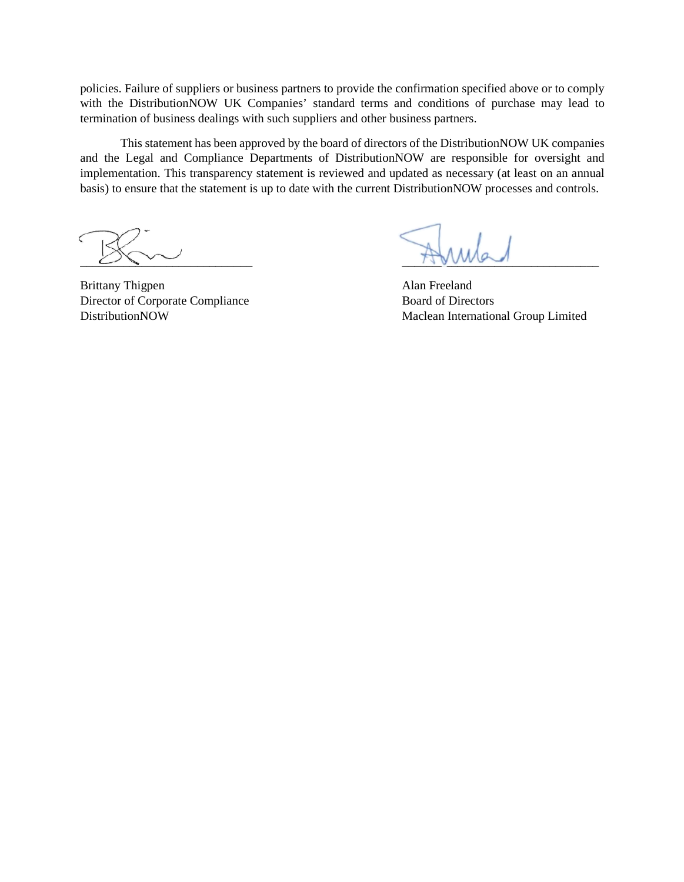policies. Failure of suppliers or business partners to provide the confirmation specified above or to comply with the DistributionNOW UK Companies' standard terms and conditions of purchase may lead to termination of business dealings with such suppliers and other business partners.

This statement has been approved by the board of directors of the DistributionNOW UK companies and the Legal and Compliance Departments of DistributionNOW are responsible for oversight and implementation. This transparency statement is reviewed and updated as necessary (at least on an annual basis) to ensure that the statement is up to date with the current DistributionNOW processes and controls.

Brittany Thigpen
Director of Corporate Compliance
DistributionNOW

Alan Freeland
Board of Directors
Maclean International Group Limited